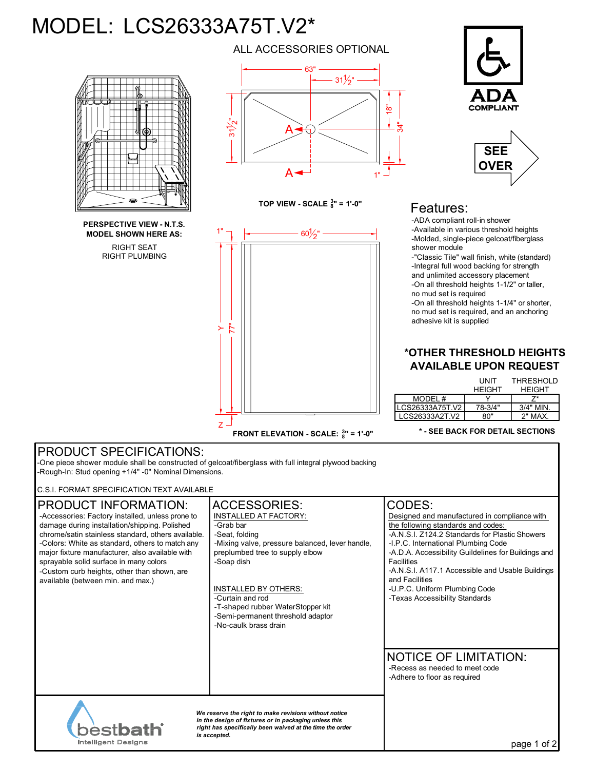# MODEL: LCS26333A75T.V2*

ALL ACCESSORIES OPTIONAL

63"
31½"
31½"
18"
34"
A
A
1"

TOP VIEW - SCALE 3/8" = 1'-0"

**PERSPECTIVE VIEW - N.T.S.**
**MODEL SHOWN HERE AS:**

RIGHT SEAT
RIGHT PLUMBING

1"
60½"
Y
77"
Z

FRONT ELEVATION - SCALE: 3/8" = 1'-0"

**ADA COMPLIANT**

**SEE OVER**

## Features:

- ADA compliant roll-in shower
- Available in various threshold heights
- Molded, single-piece gelcoat/fiberglass shower module
- "Classic Tile" wall finish, white (standard)
- Integral full wood backing for strength and unlimited accessory placement
- On all threshold heights 1-1/2" or taller, no mud set is required
- On all threshold heights 1-1/4" or shorter, no mud set is required, and an anchoring adhesive kit is supplied

### *OTHER THRESHOLD HEIGHTS AVAILABLE UPON REQUEST

| | UNIT HEIGHT | THRESHOLD HEIGHT |
|---|---|---|
| MODEL # | Y | Z* |
| LCS26333A75T.V2 | 78-3/4" | 3/4" MIN. |
| LCS26333A2T.V2 | 80" | 2" MAX. |

**\* - SEE BACK FOR DETAIL SECTIONS**

## PRODUCT SPECIFICATIONS:

- One piece shower module shall be constructed of gelcoat/fiberglass with full integral plywood backing
- Rough-In: Stud opening +1/4" -0" Nominal Dimensions.

C.S.I. FORMAT SPECIFICATION TEXT AVAILABLE

## PRODUCT INFORMATION:

- Accessories: Factory installed, unless prone to damage during installation/shipping. Polished chrome/satin stainless standard, others available.
- Colors: White as standard, others to match any major fixture manufacturer, also available with sprayable solid surface in many colors
- Custom curb heights, other than shown, are available (between min. and max.)

## ACCESSORIES:

INSTALLED AT FACTORY:

- Grab bar
- Seat, folding
- Mixing valve, pressure balanced, lever handle, preplumbed tree to supply elbow
- Soap dish

INSTALLED BY OTHERS:

- Curtain and rod
- T-shaped rubber WaterStopper kit
- Semi-permanent threshold adaptor
- No-caulk brass drain

## CODES:

Designed and manufactured in compliance with the following standards and codes:

- A.N.S.I. Z124.2 Standards for Plastic Showers
- I.P.C. International Plumbing Code
- A.D.A. Accessibility Guildelines for Buildings and Facilities
- A.N.S.I. A117.1 Accessible and Usable Buildings and Facilities
- U.P.C. Uniform Plumbing Code
- Texas Accessibility Standards

## NOTICE OF LIMITATION:

- Recess as needed to meet code
- Adhere to floor as required

bestbath Intelligent Designs

*We reserve the right to make revisions without notice in the design of fixtures or in packaging unless this right has specifically been waived at the time the order is accepted.*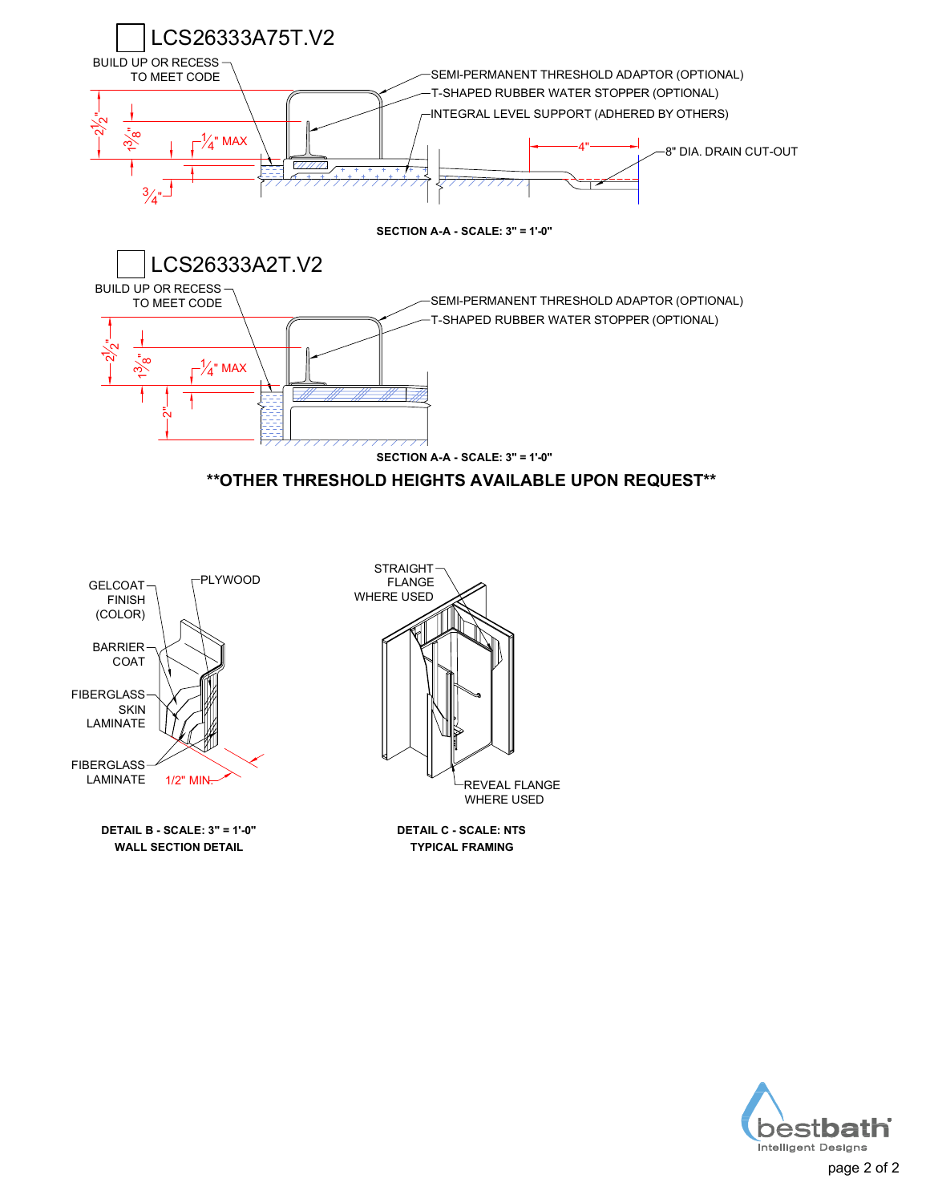☐ LCS26333A75T.V2

BUILD UP OR RECESS TO MEET CODE

SEMI-PERMANENT THRESHOLD ADAPTOR (OPTIONAL)

T-SHAPED RUBBER WATER STOPPER (OPTIONAL)

INTEGRAL LEVEL SUPPORT (ADHERED BY OTHERS)

8" DIA. DRAIN CUT-OUT

2½"

1⅜"

¼" MAX

¾"

4"

**SECTION A-A - SCALE: 3" = 1'-0"**

☐ LCS26333A2T.V2

BUILD UP OR RECESS TO MEET CODE

SEMI-PERMANENT THRESHOLD ADAPTOR (OPTIONAL)

T-SHAPED RUBBER WATER STOPPER (OPTIONAL)

2½"

1⅜"

¼" MAX

2"

**SECTION A-A - SCALE: 3" = 1'-0"**

**\*\*OTHER THRESHOLD HEIGHTS AVAILABLE UPON REQUEST\*\***

GELCOAT FINISH (COLOR)

PLYWOOD

BARRIER COAT

FIBERGLASS SKIN LAMINATE

FIBERGLASS LAMINATE

1/2" MIN.

**DETAIL B - SCALE: 3" = 1'-0"**
**WALL SECTION DETAIL**

STRAIGHT FLANGE WHERE USED

REVEAL FLANGE WHERE USED

**DETAIL C - SCALE: NTS**
**TYPICAL FRAMING**

bestbath Intelligent Designs